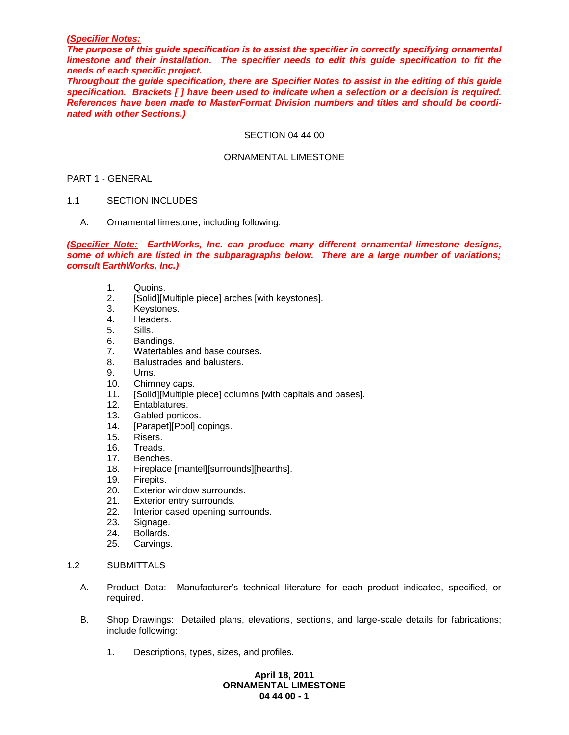***(Specifier Notes:** **The purpose of this guide specification is to assist the specifier in correctly specifying ornamental limestone and their installation. The specifier needs to edit this guide specification to fit the needs of each specific project.***

***Throughout the guide specification, there are Specifier Notes to assist in the editing of this guide specification. Brackets [ ] have been used to indicate when a selection or a decision is required. References have been made to MasterFormat Division numbers and titles and should be coordinated with other Sections.)***

SECTION 04 44 00

ORNAMENTAL LIMESTONE

PART 1 - GENERAL

1.1 SECTION INCLUDES

A. Ornamental limestone, including following:

***(Specifier Note:** **EarthWorks, Inc. can produce many different ornamental limestone designs, some of which are listed in the subparagraphs below. There are a large number of variations; consult EarthWorks, Inc.)***

1. Quoins.
2. [Solid][Multiple piece] arches [with keystones].
3. Keystones.
4. Headers.
5. Sills.
6. Bandings.
7. Watertables and base courses.
8. Balustrades and balusters.
9. Urns.
10. Chimney caps.
11. [Solid][Multiple piece] columns [with capitals and bases].
12. Entablatures.
13. Gabled porticos.
14. [Parapet][Pool] copings.
15. Risers.
16. Treads.
17. Benches.
18. Fireplace [mantel][surrounds][hearths].
19. Firepits.
20. Exterior window surrounds.
21. Exterior entry surrounds.
22. Interior cased opening surrounds.
23. Signage.
24. Bollards.
25. Carvings.

1.2 SUBMITTALS

A. Product Data: Manufacturer's technical literature for each product indicated, specified, or required.

B. Shop Drawings: Detailed plans, elevations, sections, and large-scale details for fabrications; include following:

1. Descriptions, types, sizes, and profiles.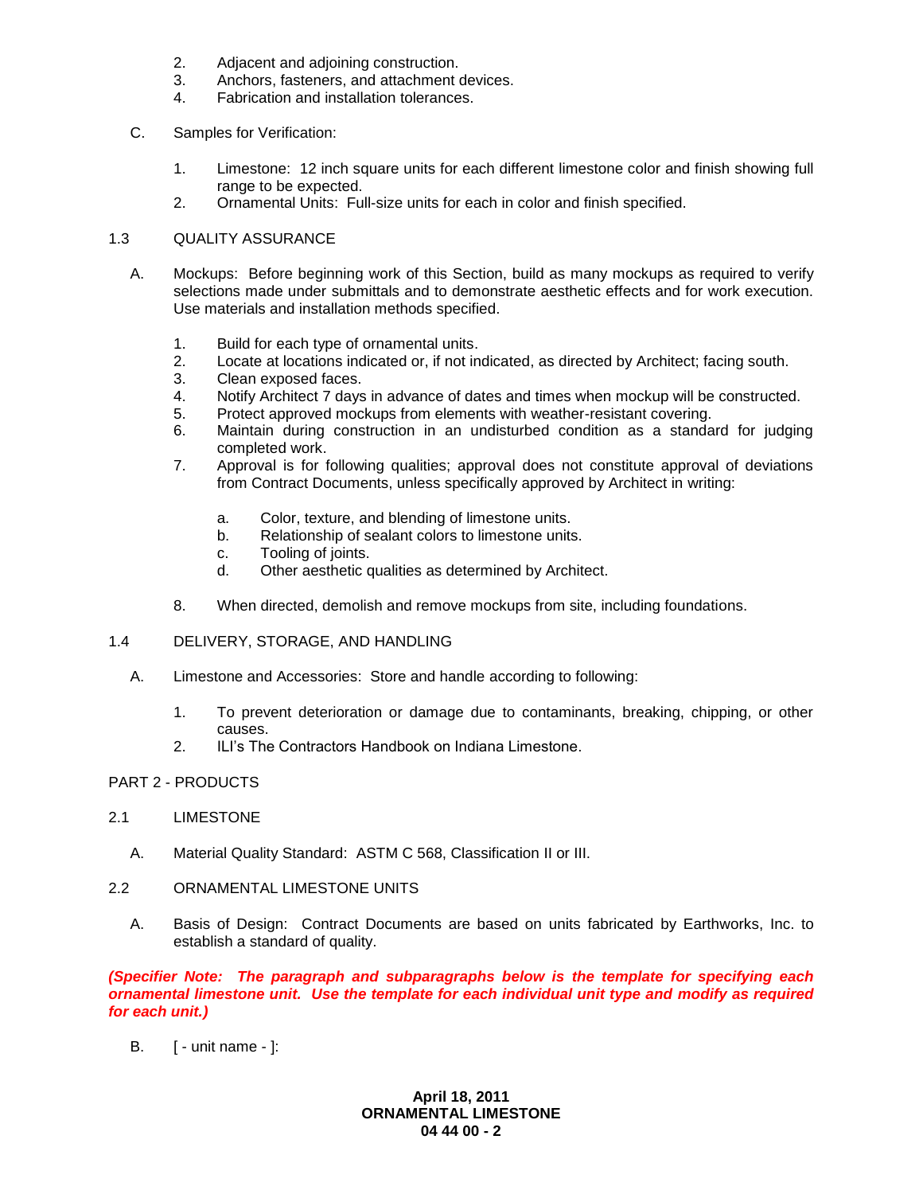2. Adjacent and adjoining construction.
3. Anchors, fasteners, and attachment devices.
4. Fabrication and installation tolerances.

C. Samples for Verification:

1. Limestone: 12 inch square units for each different limestone color and finish showing full range to be expected.
2. Ornamental Units: Full-size units for each in color and finish specified.

## 1.3 QUALITY ASSURANCE

A. Mockups: Before beginning work of this Section, build as many mockups as required to verify selections made under submittals and to demonstrate aesthetic effects and for work execution. Use materials and installation methods specified.

1. Build for each type of ornamental units.
2. Locate at locations indicated or, if not indicated, as directed by Architect; facing south.
3. Clean exposed faces.
4. Notify Architect 7 days in advance of dates and times when mockup will be constructed.
5. Protect approved mockups from elements with weather-resistant covering.
6. Maintain during construction in an undisturbed condition as a standard for judging completed work.
7. Approval is for following qualities; approval does not constitute approval of deviations from Contract Documents, unless specifically approved by Architect in writing:

   a. Color, texture, and blending of limestone units.
   b. Relationship of sealant colors to limestone units.
   c. Tooling of joints.
   d. Other aesthetic qualities as determined by Architect.

8. When directed, demolish and remove mockups from site, including foundations.

## 1.4 DELIVERY, STORAGE, AND HANDLING

A. Limestone and Accessories: Store and handle according to following:

1. To prevent deterioration or damage due to contaminants, breaking, chipping, or other causes.
2. ILI's The Contractors Handbook on Indiana Limestone.

# PART 2 - PRODUCTS

## 2.1 LIMESTONE

A. Material Quality Standard: ASTM C 568, Classification II or III.

## 2.2 ORNAMENTAL LIMESTONE UNITS

A. Basis of Design: Contract Documents are based on units fabricated by Earthworks, Inc. to establish a standard of quality.

***(Specifier Note: The paragraph and subparagraphs below is the template for specifying each ornamental limestone unit. Use the template for each individual unit type and modify as required for each unit.)***

B. [ - unit name - ]: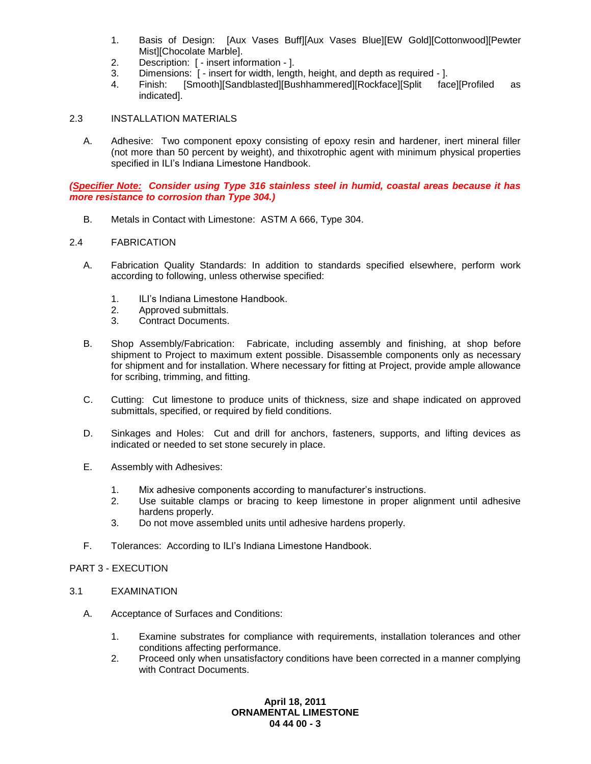1. Basis of Design: [Aux Vases Buff][Aux Vases Blue][EW Gold][Cottonwood][Pewter Mist][Chocolate Marble].
2. Description: [ - insert information - ].
3. Dimensions: [ - insert for width, length, height, and depth as required - ].
4. Finish: [Smooth][Sandblasted][Bushhammered][Rockface][Split face][Profiled as indicated].

### 2.3 INSTALLATION MATERIALS

A. Adhesive: Two component epoxy consisting of epoxy resin and hardener, inert mineral filler (not more than 50 percent by weight), and thixotrophic agent with minimum physical properties specified in ILI's Indiana Limestone Handbook.

***(Specifier Note:** Consider using Type 316 stainless steel in humid, coastal areas because it has more resistance to corrosion than Type 304.)*

B. Metals in Contact with Limestone: ASTM A 666, Type 304.

### 2.4 FABRICATION

A. Fabrication Quality Standards: In addition to standards specified elsewhere, perform work according to following, unless otherwise specified:

1. ILI's Indiana Limestone Handbook.
2. Approved submittals.
3. Contract Documents.

B. Shop Assembly/Fabrication: Fabricate, including assembly and finishing, at shop before shipment to Project to maximum extent possible. Disassemble components only as necessary for shipment and for installation. Where necessary for fitting at Project, provide ample allowance for scribing, trimming, and fitting.

C. Cutting: Cut limestone to produce units of thickness, size and shape indicated on approved submittals, specified, or required by field conditions.

D. Sinkages and Holes: Cut and drill for anchors, fasteners, supports, and lifting devices as indicated or needed to set stone securely in place.

E. Assembly with Adhesives:

1. Mix adhesive components according to manufacturer's instructions.
2. Use suitable clamps or bracing to keep limestone in proper alignment until adhesive hardens properly.
3. Do not move assembled units until adhesive hardens properly.

F. Tolerances: According to ILI's Indiana Limestone Handbook.

## PART 3 - EXECUTION

### 3.1 EXAMINATION

A. Acceptance of Surfaces and Conditions:

1. Examine substrates for compliance with requirements, installation tolerances and other conditions affecting performance.
2. Proceed only when unsatisfactory conditions have been corrected in a manner complying with Contract Documents.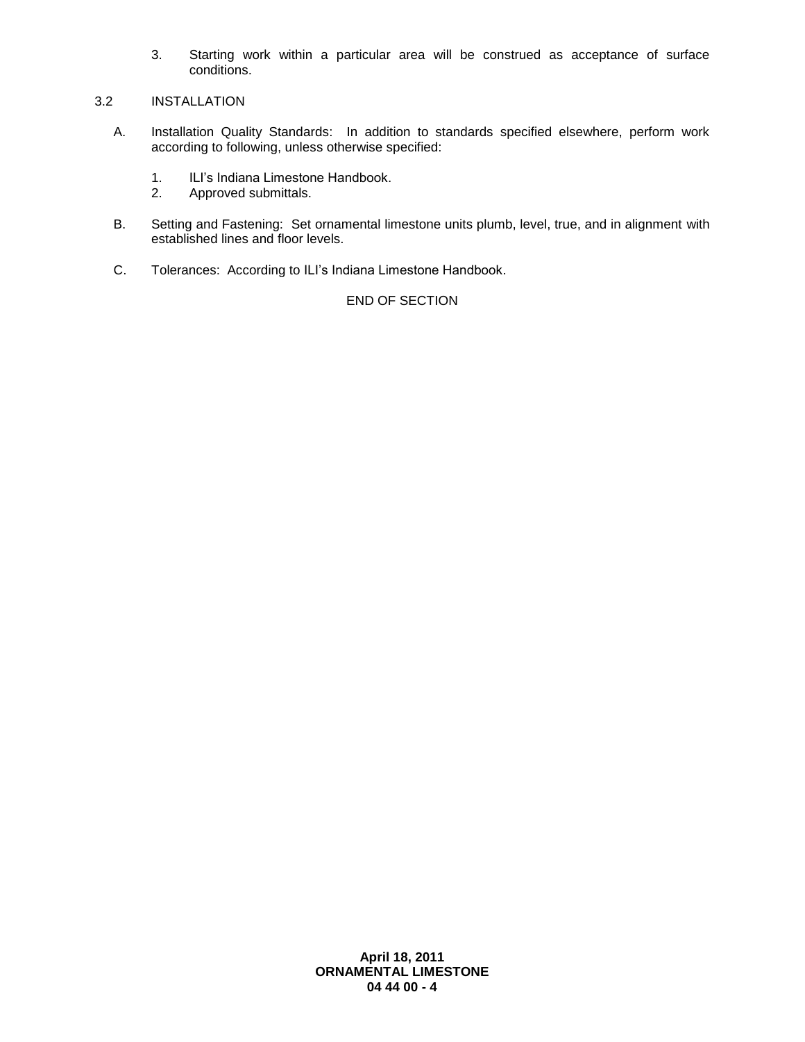3. Starting work within a particular area will be construed as acceptance of surface conditions.

## 3.2 INSTALLATION

A. Installation Quality Standards: In addition to standards specified elsewhere, perform work according to following, unless otherwise specified:

   1. ILI's Indiana Limestone Handbook.
   2. Approved submittals.

B. Setting and Fastening: Set ornamental limestone units plumb, level, true, and in alignment with established lines and floor levels.

C. Tolerances: According to ILI's Indiana Limestone Handbook.

END OF SECTION